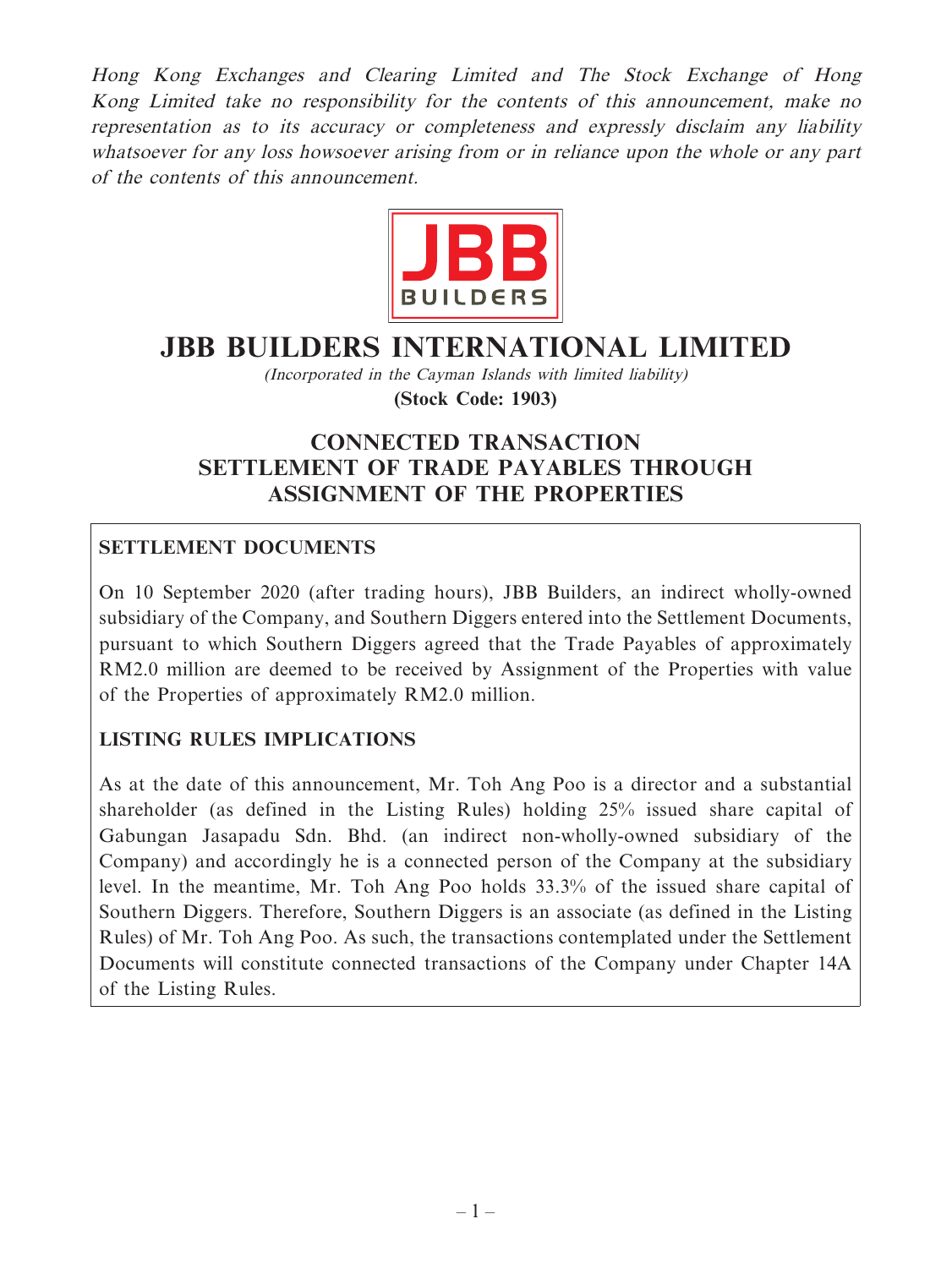*Hong Kong Exchanges and Clearing Limited and The Stock Exchange of Hong Kong Limited take no responsibility for the contents of this announcement, make no representation as to its accuracy or completeness and expressly disclaim any liability whatsoever for any loss howsoever arising from or in reliance upon the whole or any part of the contents of this announcement.*

# JBB BUILDERS INTERNATIONAL LIMITED

*(Incorporated in the Cayman Islands with limited liability)*

**(Stock Code: 1903)**

## CONNECTED TRANSACTION SETTLEMENT OF TRADE PAYABLES THROUGH ASSIGNMENT OF THE PROPERTIES

### SETTLEMENT DOCUMENTS

On 10 September 2020 (after trading hours), JBB Builders, an indirect wholly-owned subsidiary of the Company, and Southern Diggers entered into the Settlement Documents, pursuant to which Southern Diggers agreed that the Trade Payables of approximately RM2.0 million are deemed to be received by Assignment of the Properties with value of the Properties of approximately RM2.0 million.

### LISTING RULES IMPLICATIONS

As at the date of this announcement, Mr. Toh Ang Poo is a director and a substantial shareholder (as defined in the Listing Rules) holding 25% issued share capital of Gabungan Jasapadu Sdn. Bhd. (an indirect non-wholly-owned subsidiary of the Company) and accordingly he is a connected person of the Company at the subsidiary level. In the meantime, Mr. Toh Ang Poo holds 33.3% of the issued share capital of Southern Diggers. Therefore, Southern Diggers is an associate (as defined in the Listing Rules) of Mr. Toh Ang Poo. As such, the transactions contemplated under the Settlement Documents will constitute connected transactions of the Company under Chapter 14A of the Listing Rules.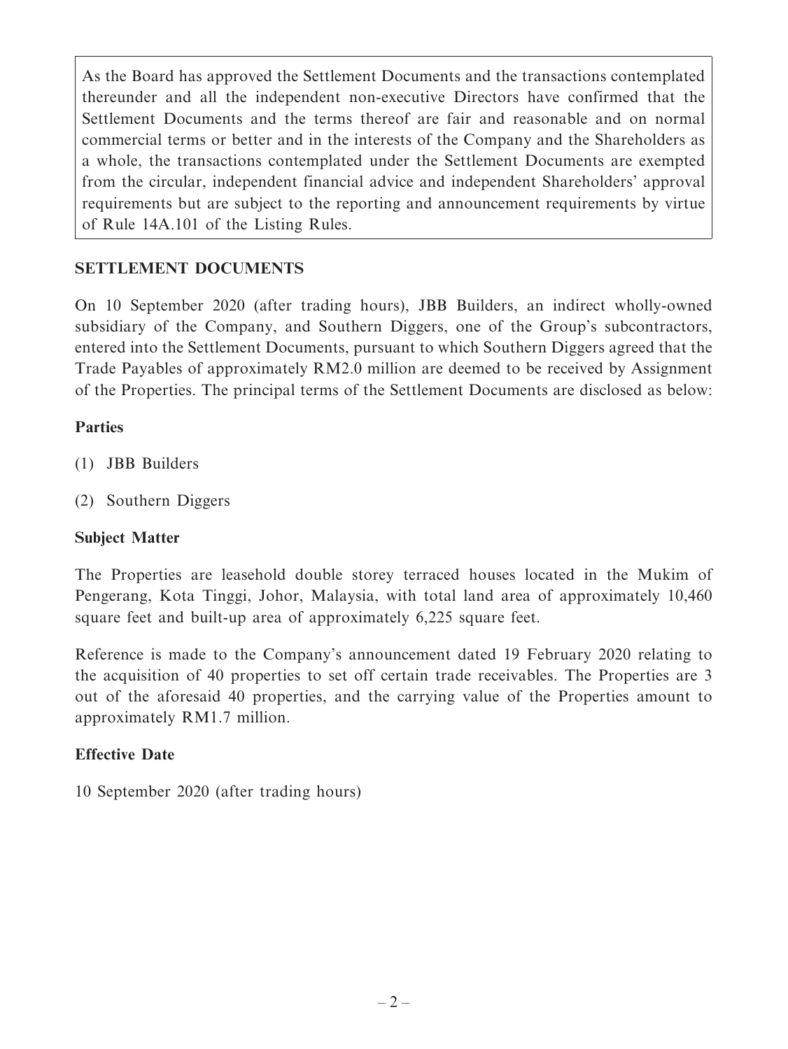As the Board has approved the Settlement Documents and the transactions contemplated thereunder and all the independent non-executive Directors have confirmed that the Settlement Documents and the terms thereof are fair and reasonable and on normal commercial terms or better and in the interests of the Company and the Shareholders as a whole, the transactions contemplated under the Settlement Documents are exempted from the circular, independent financial advice and independent Shareholders' approval requirements but are subject to the reporting and announcement requirements by virtue of Rule 14A.101 of the Listing Rules.

## SETTLEMENT DOCUMENTS

On 10 September 2020 (after trading hours), JBB Builders, an indirect wholly-owned subsidiary of the Company, and Southern Diggers, one of the Group's subcontractors, entered into the Settlement Documents, pursuant to which Southern Diggers agreed that the Trade Payables of approximately RM2.0 million are deemed to be received by Assignment of the Properties. The principal terms of the Settlement Documents are disclosed as below:

### Parties

(1) JBB Builders

(2) Southern Diggers

### Subject Matter

The Properties are leasehold double storey terraced houses located in the Mukim of Pengerang, Kota Tinggi, Johor, Malaysia, with total land area of approximately 10,460 square feet and built-up area of approximately 6,225 square feet.

Reference is made to the Company's announcement dated 19 February 2020 relating to the acquisition of 40 properties to set off certain trade receivables. The Properties are 3 out of the aforesaid 40 properties, and the carrying value of the Properties amount to approximately RM1.7 million.

### Effective Date

10 September 2020 (after trading hours)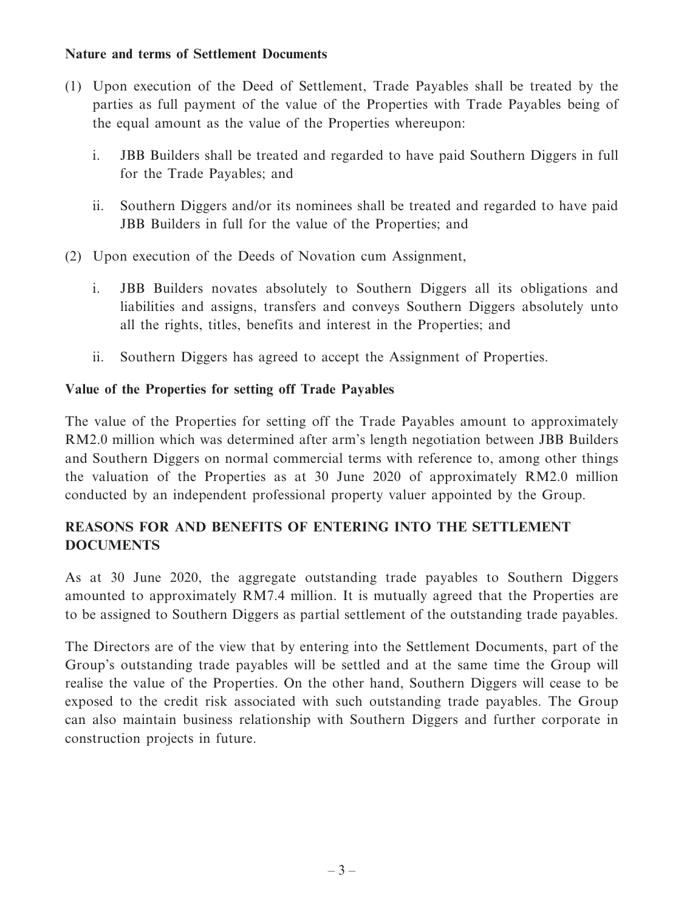**Nature and terms of Settlement Documents**

(1) Upon execution of the Deed of Settlement, Trade Payables shall be treated by the parties as full payment of the value of the Properties with Trade Payables being of the equal amount as the value of the Properties whereupon:

   i. JBB Builders shall be treated and regarded to have paid Southern Diggers in full for the Trade Payables; and

   ii. Southern Diggers and/or its nominees shall be treated and regarded to have paid JBB Builders in full for the value of the Properties; and

(2) Upon execution of the Deeds of Novation cum Assignment,

   i. JBB Builders novates absolutely to Southern Diggers all its obligations and liabilities and assigns, transfers and conveys Southern Diggers absolutely unto all the rights, titles, benefits and interest in the Properties; and

   ii. Southern Diggers has agreed to accept the Assignment of Properties.

**Value of the Properties for setting off Trade Payables**

The value of the Properties for setting off the Trade Payables amount to approximately RM2.0 million which was determined after arm's length negotiation between JBB Builders and Southern Diggers on normal commercial terms with reference to, among other things the valuation of the Properties as at 30 June 2020 of approximately RM2.0 million conducted by an independent professional property valuer appointed by the Group.

## REASONS FOR AND BENEFITS OF ENTERING INTO THE SETTLEMENT DOCUMENTS

As at 30 June 2020, the aggregate outstanding trade payables to Southern Diggers amounted to approximately RM7.4 million. It is mutually agreed that the Properties are to be assigned to Southern Diggers as partial settlement of the outstanding trade payables.

The Directors are of the view that by entering into the Settlement Documents, part of the Group's outstanding trade payables will be settled and at the same time the Group will realise the value of the Properties. On the other hand, Southern Diggers will cease to be exposed to the credit risk associated with such outstanding trade payables. The Group can also maintain business relationship with Southern Diggers and further corporate in construction projects in future.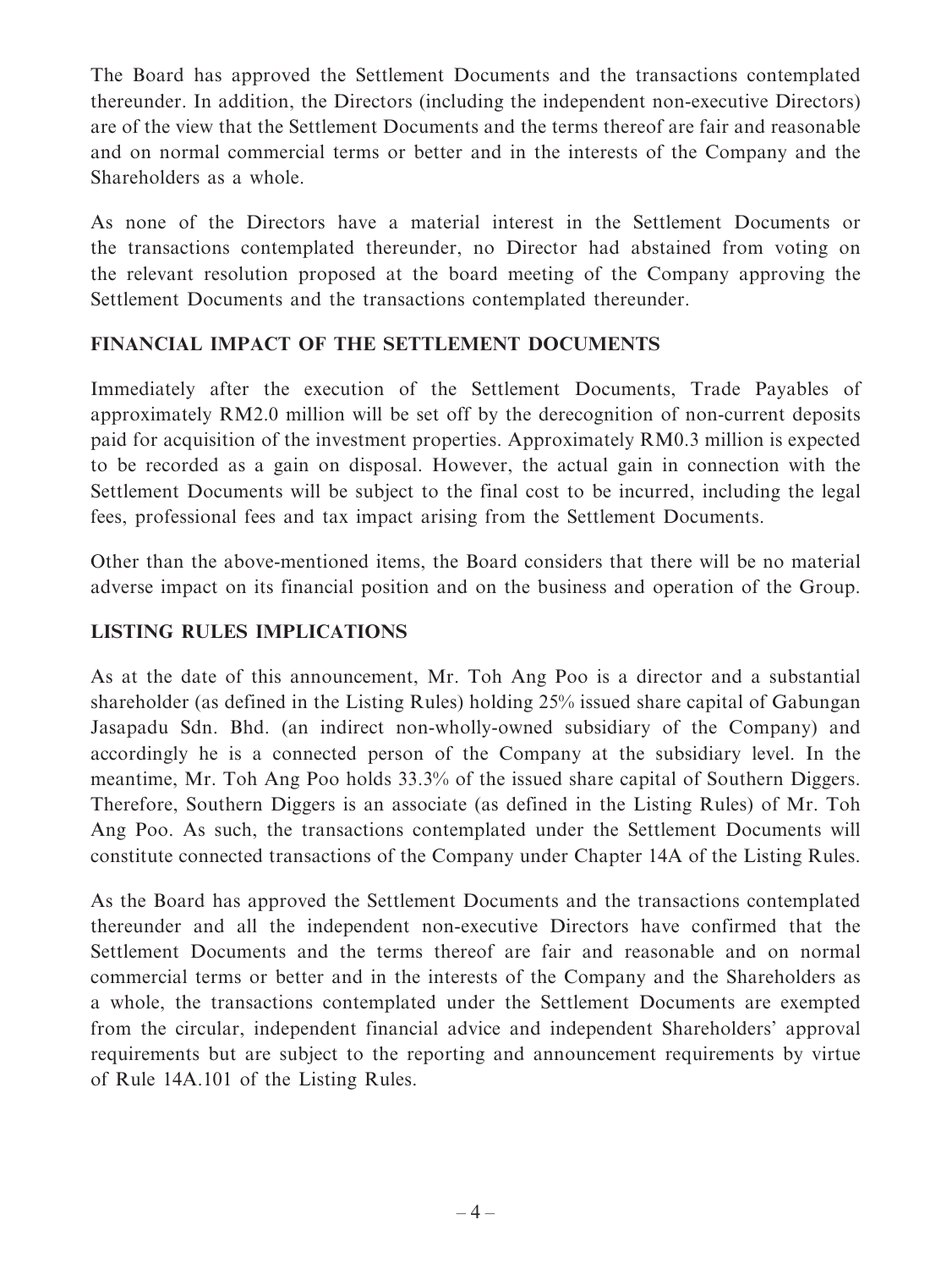The Board has approved the Settlement Documents and the transactions contemplated thereunder. In addition, the Directors (including the independent non-executive Directors) are of the view that the Settlement Documents and the terms thereof are fair and reasonable and on normal commercial terms or better and in the interests of the Company and the Shareholders as a whole.

As none of the Directors have a material interest in the Settlement Documents or the transactions contemplated thereunder, no Director had abstained from voting on the relevant resolution proposed at the board meeting of the Company approving the Settlement Documents and the transactions contemplated thereunder.

## FINANCIAL IMPACT OF THE SETTLEMENT DOCUMENTS

Immediately after the execution of the Settlement Documents, Trade Payables of approximately RM2.0 million will be set off by the derecognition of non-current deposits paid for acquisition of the investment properties. Approximately RM0.3 million is expected to be recorded as a gain on disposal. However, the actual gain in connection with the Settlement Documents will be subject to the final cost to be incurred, including the legal fees, professional fees and tax impact arising from the Settlement Documents.

Other than the above-mentioned items, the Board considers that there will be no material adverse impact on its financial position and on the business and operation of the Group.

## LISTING RULES IMPLICATIONS

As at the date of this announcement, Mr. Toh Ang Poo is a director and a substantial shareholder (as defined in the Listing Rules) holding 25% issued share capital of Gabungan Jasapadu Sdn. Bhd. (an indirect non-wholly-owned subsidiary of the Company) and accordingly he is a connected person of the Company at the subsidiary level. In the meantime, Mr. Toh Ang Poo holds 33.3% of the issued share capital of Southern Diggers. Therefore, Southern Diggers is an associate (as defined in the Listing Rules) of Mr. Toh Ang Poo. As such, the transactions contemplated under the Settlement Documents will constitute connected transactions of the Company under Chapter 14A of the Listing Rules.

As the Board has approved the Settlement Documents and the transactions contemplated thereunder and all the independent non-executive Directors have confirmed that the Settlement Documents and the terms thereof are fair and reasonable and on normal commercial terms or better and in the interests of the Company and the Shareholders as a whole, the transactions contemplated under the Settlement Documents are exempted from the circular, independent financial advice and independent Shareholders' approval requirements but are subject to the reporting and announcement requirements by virtue of Rule 14A.101 of the Listing Rules.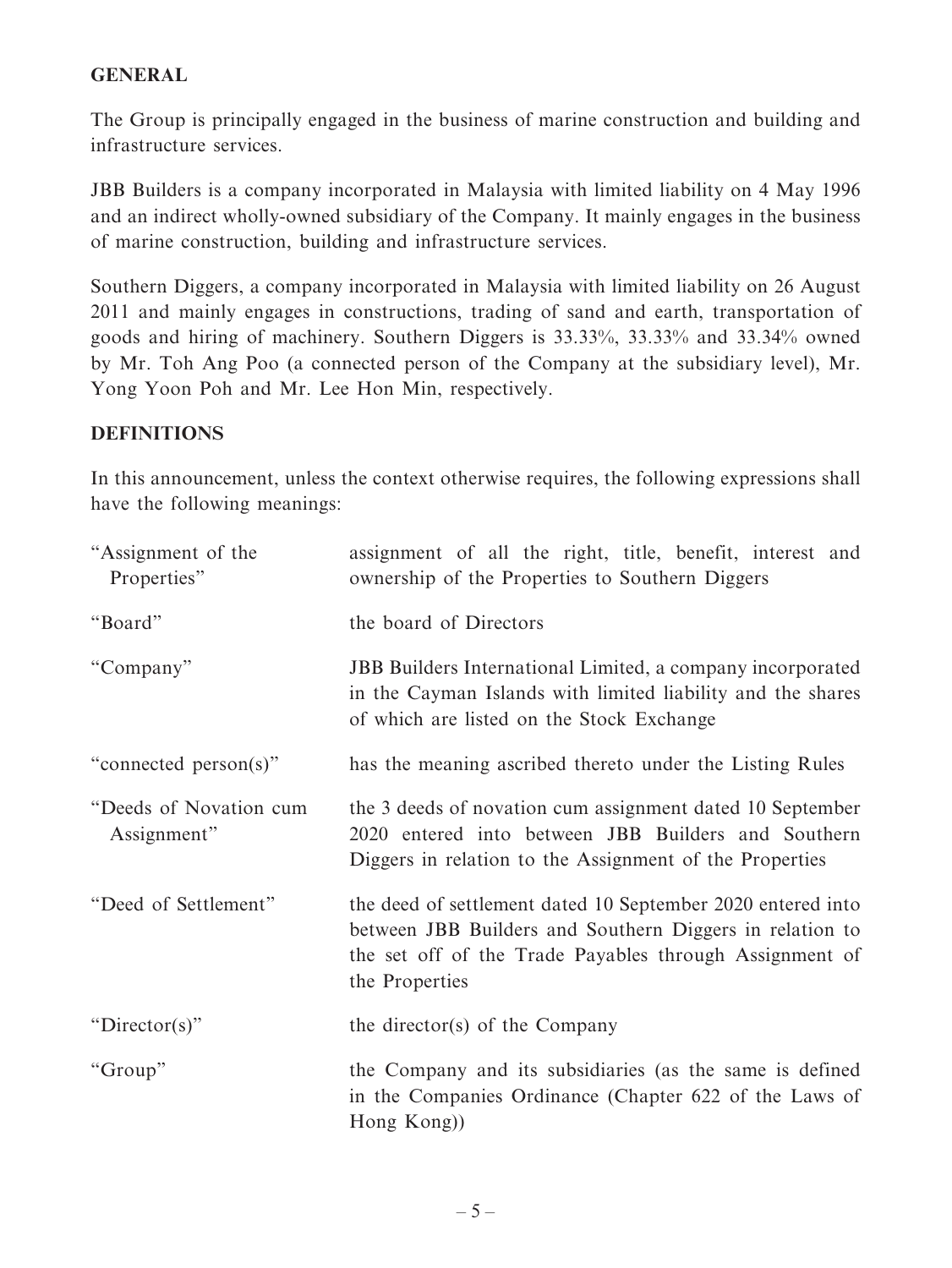## GENERAL

The Group is principally engaged in the business of marine construction and building and infrastructure services.

JBB Builders is a company incorporated in Malaysia with limited liability on 4 May 1996 and an indirect wholly-owned subsidiary of the Company. It mainly engages in the business of marine construction, building and infrastructure services.

Southern Diggers, a company incorporated in Malaysia with limited liability on 26 August 2011 and mainly engages in constructions, trading of sand and earth, transportation of goods and hiring of machinery. Southern Diggers is 33.33%, 33.33% and 33.34% owned by Mr. Toh Ang Poo (a connected person of the Company at the subsidiary level), Mr. Yong Yoon Poh and Mr. Lee Hon Min, respectively.

## DEFINITIONS

In this announcement, unless the context otherwise requires, the following expressions shall have the following meanings:

| | |
|---|---|
| "Assignment of the Properties" | assignment of all the right, title, benefit, interest and ownership of the Properties to Southern Diggers |
| "Board" | the board of Directors |
| "Company" | JBB Builders International Limited, a company incorporated in the Cayman Islands with limited liability and the shares of which are listed on the Stock Exchange |
| "connected person(s)" | has the meaning ascribed thereto under the Listing Rules |
| "Deeds of Novation cum Assignment" | the 3 deeds of novation cum assignment dated 10 September 2020 entered into between JBB Builders and Southern Diggers in relation to the Assignment of the Properties |
| "Deed of Settlement" | the deed of settlement dated 10 September 2020 entered into between JBB Builders and Southern Diggers in relation to the set off of the Trade Payables through Assignment of the Properties |
| "Director(s)" | the director(s) of the Company |
| "Group" | the Company and its subsidiaries (as the same is defined in the Companies Ordinance (Chapter 622 of the Laws of Hong Kong)) |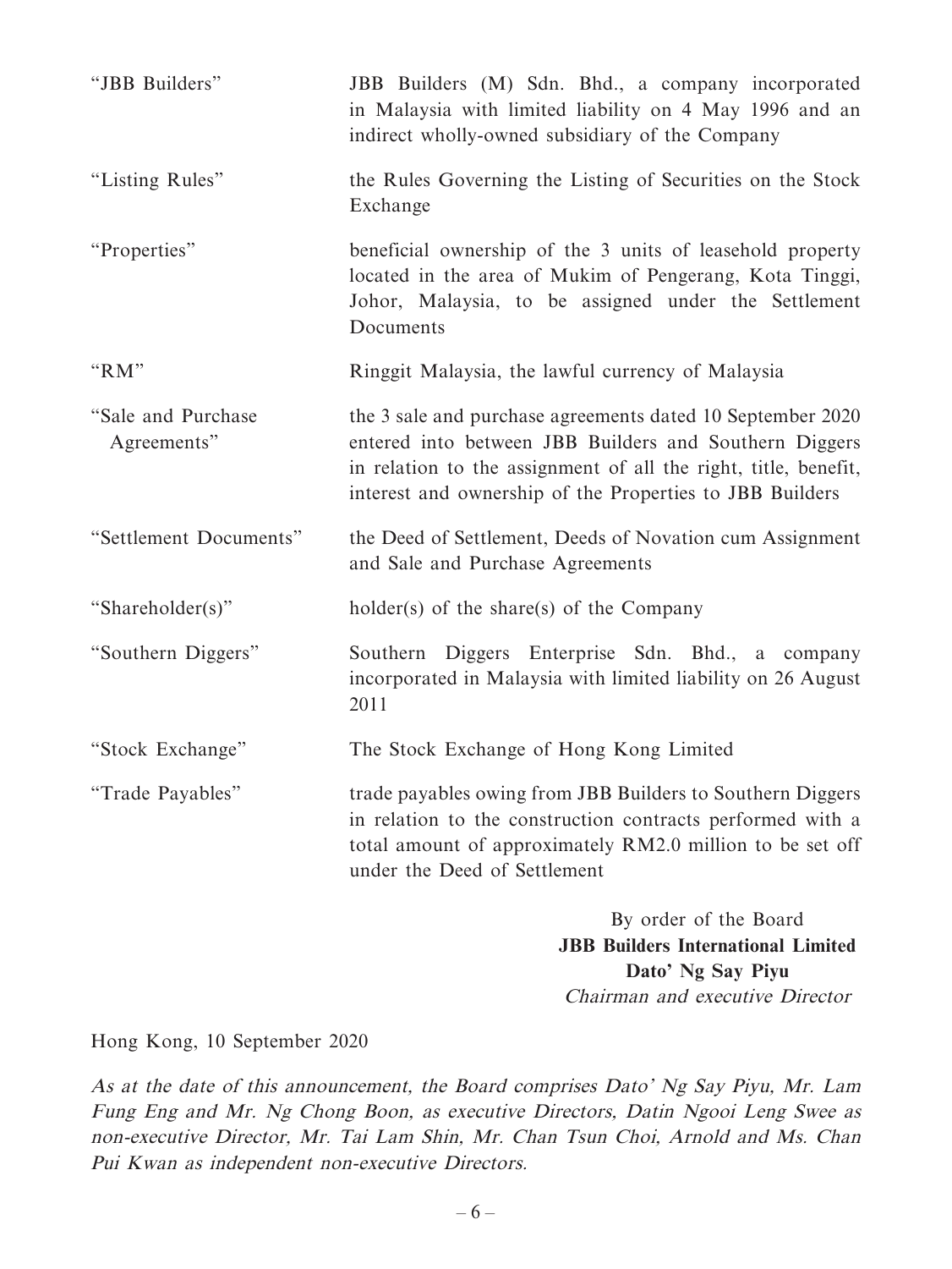| | |
|---|---|
| "JBB Builders" | JBB Builders (M) Sdn. Bhd., a company incorporated in Malaysia with limited liability on 4 May 1996 and an indirect wholly-owned subsidiary of the Company |
| "Listing Rules" | the Rules Governing the Listing of Securities on the Stock Exchange |
| "Properties" | beneficial ownership of the 3 units of leasehold property located in the area of Mukim of Pengerang, Kota Tinggi, Johor, Malaysia, to be assigned under the Settlement Documents |
| "RM" | Ringgit Malaysia, the lawful currency of Malaysia |
| "Sale and Purchase Agreements" | the 3 sale and purchase agreements dated 10 September 2020 entered into between JBB Builders and Southern Diggers in relation to the assignment of all the right, title, benefit, interest and ownership of the Properties to JBB Builders |
| "Settlement Documents" | the Deed of Settlement, Deeds of Novation cum Assignment and Sale and Purchase Agreements |
| "Shareholder(s)" | holder(s) of the share(s) of the Company |
| "Southern Diggers" | Southern Diggers Enterprise Sdn. Bhd., a company incorporated in Malaysia with limited liability on 26 August 2011 |
| "Stock Exchange" | The Stock Exchange of Hong Kong Limited |
| "Trade Payables" | trade payables owing from JBB Builders to Southern Diggers in relation to the construction contracts performed with a total amount of approximately RM2.0 million to be set off under the Deed of Settlement |

By order of the Board
**JBB Builders International Limited**
**Dato' Ng Say Piyu**
*Chairman and executive Director*

Hong Kong, 10 September 2020

*As at the date of this announcement, the Board comprises Dato' Ng Say Piyu, Mr. Lam Fung Eng and Mr. Ng Chong Boon, as executive Directors, Datin Ngooi Leng Swee as non-executive Director, Mr. Tai Lam Shin, Mr. Chan Tsun Choi, Arnold and Ms. Chan Pui Kwan as independent non-executive Directors.*